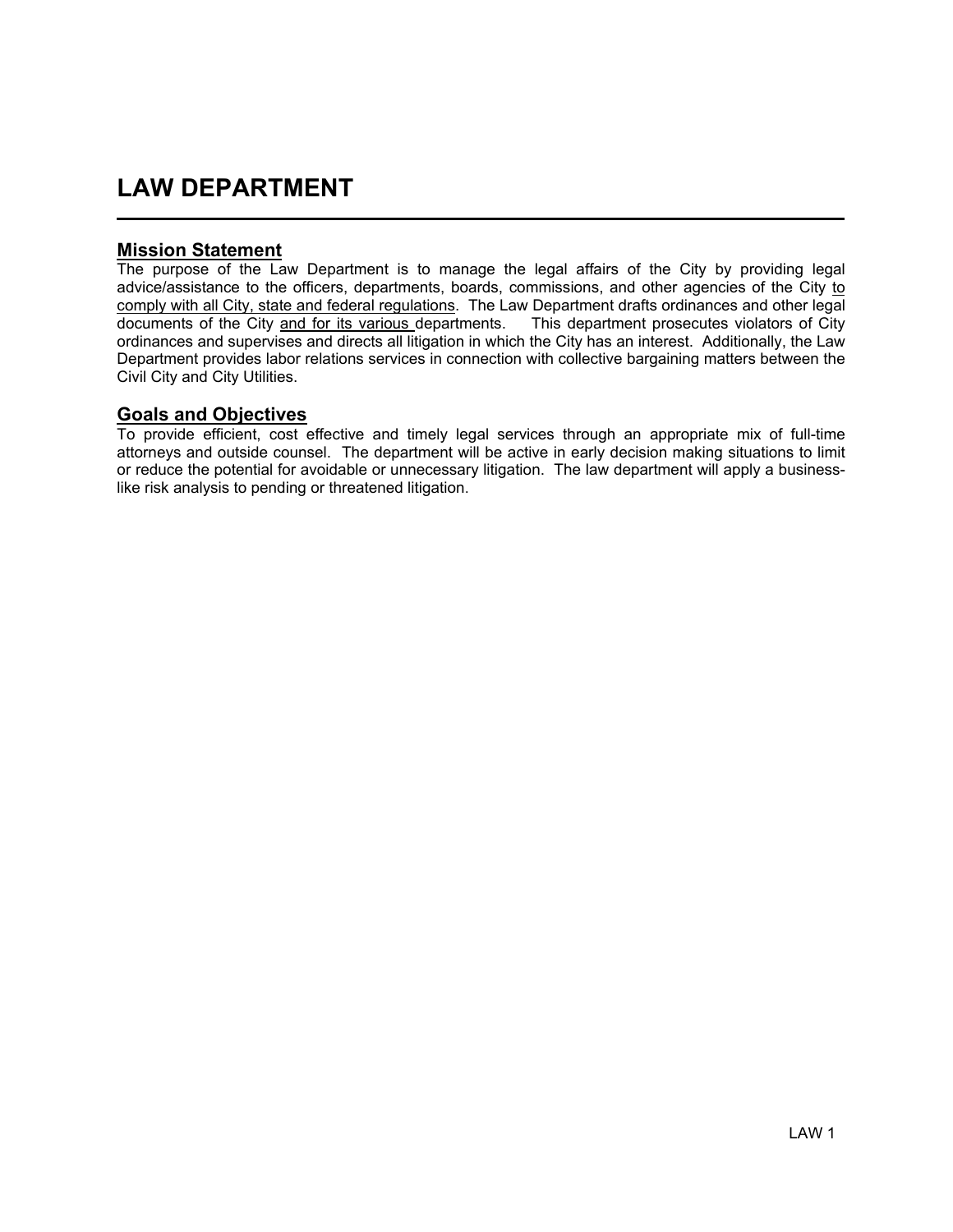# LAW DEPARTMENT

## Mission Statement

The purpose of the Law Department is to manage the legal affairs of the City by providing legal advice/assistance to the officers, departments, boards, commissions, and other agencies of the City to comply with all City, state and federal regulations. The Law Department drafts ordinances and other legal documents of the City and for its various departments. This department prosecutes violators of City ordinances and supervises and directs all litigation in which the City has an interest. Additionally, the Law Department provides labor relations services in connection with collective bargaining matters between the Civil City and City Utilities.

## Goals and Objectives

To provide efficient, cost effective and timely legal services through an appropriate mix of full-time attorneys and outside counsel. The department will be active in early decision making situations to limit or reduce the potential for avoidable or unnecessary litigation. The law department will apply a business-like risk analysis to pending or threatened litigation.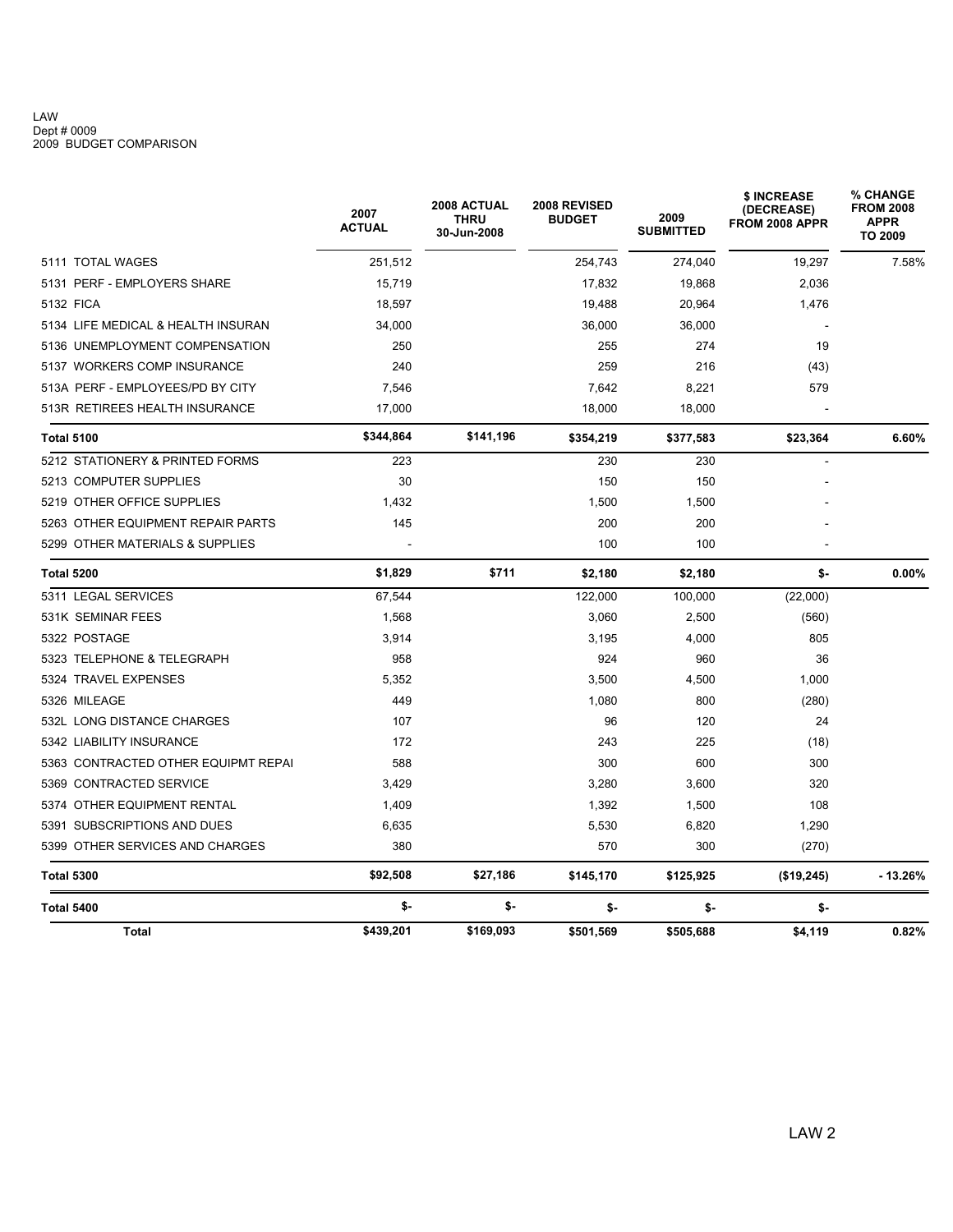LAW
Dept # 0009
2009 BUDGET COMPARISON

| | 2007 ACTUAL | 2008 ACTUAL THRU 30-Jun-2008 | 2008 REVISED BUDGET | 2009 SUBMITTED | $ INCREASE (DECREASE) FROM 2008 APPR | % CHANGE FROM 2008 APPR TO 2009 |
|---|---|---|---|---|---|---|
| 5111 TOTAL WAGES | 251,512 | | 254,743 | 274,040 | 19,297 | 7.58% |
| 5131 PERF - EMPLOYERS SHARE | 15,719 | | 17,832 | 19,868 | 2,036 | |
| 5132 FICA | 18,597 | | 19,488 | 20,964 | 1,476 | |
| 5134 LIFE MEDICAL & HEALTH INSURAN | 34,000 | | 36,000 | 36,000 | - | |
| 5136 UNEMPLOYMENT COMPENSATION | 250 | | 255 | 274 | 19 | |
| 5137 WORKERS COMP INSURANCE | 240 | | 259 | 216 | (43) | |
| 513A PERF - EMPLOYEES/PD BY CITY | 7,546 | | 7,642 | 8,221 | 579 | |
| 513R RETIREES HEALTH INSURANCE | 17,000 | | 18,000 | 18,000 | - | |
| **Total 5100** | **$344,864** | **$141,196** | **$354,219** | **$377,583** | **$23,364** | **6.60%** |
| 5212 STATIONERY & PRINTED FORMS | 223 | | 230 | 230 | - | |
| 5213 COMPUTER SUPPLIES | 30 | | 150 | 150 | - | |
| 5219 OTHER OFFICE SUPPLIES | 1,432 | | 1,500 | 1,500 | - | |
| 5263 OTHER EQUIPMENT REPAIR PARTS | 145 | | 200 | 200 | - | |
| 5299 OTHER MATERIALS & SUPPLIES | - | | 100 | 100 | - | |
| **Total 5200** | **$1,829** | **$711** | **$2,180** | **$2,180** | **$-** | **0.00%** |
| 5311 LEGAL SERVICES | 67,544 | | 122,000 | 100,000 | (22,000) | |
| 531K SEMINAR FEES | 1,568 | | 3,060 | 2,500 | (560) | |
| 5322 POSTAGE | 3,914 | | 3,195 | 4,000 | 805 | |
| 5323 TELEPHONE & TELEGRAPH | 958 | | 924 | 960 | 36 | |
| 5324 TRAVEL EXPENSES | 5,352 | | 3,500 | 4,500 | 1,000 | |
| 5326 MILEAGE | 449 | | 1,080 | 800 | (280) | |
| 532L LONG DISTANCE CHARGES | 107 | | 96 | 120 | 24 | |
| 5342 LIABILITY INSURANCE | 172 | | 243 | 225 | (18) | |
| 5363 CONTRACTED OTHER EQUIPMT REPAI | 588 | | 300 | 600 | 300 | |
| 5369 CONTRACTED SERVICE | 3,429 | | 3,280 | 3,600 | 320 | |
| 5374 OTHER EQUIPMENT RENTAL | 1,409 | | 1,392 | 1,500 | 108 | |
| 5391 SUBSCRIPTIONS AND DUES | 6,635 | | 5,530 | 6,820 | 1,290 | |
| 5399 OTHER SERVICES AND CHARGES | 380 | | 570 | 300 | (270) | |
| **Total 5300** | **$92,508** | **$27,186** | **$145,170** | **$125,925** | **($19,245)** | **- 13.26%** |
| **Total 5400** | **$-** | **$-** | **$-** | **$-** | **$-** | |
| **Total** | **$439,201** | **$169,093** | **$501,569** | **$505,688** | **$4,119** | **0.82%** |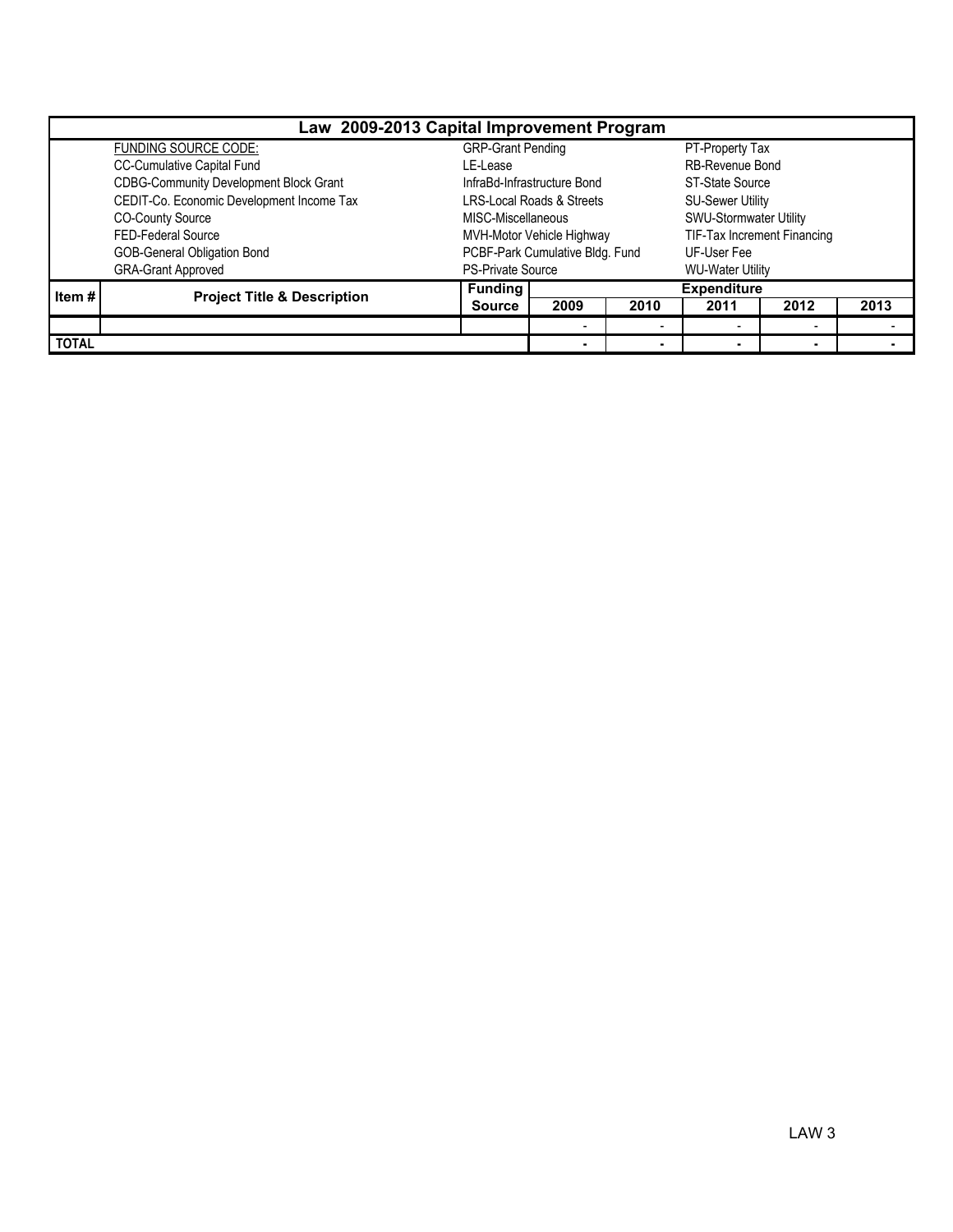| Law 2009-2013 Capital Improvement Program | | | | | | | |
|---|---|---|---|---|---|---|---|
| | FUNDING SOURCE CODE: | GRP-Grant Pending | | | PT-Property Tax | | |
| | CC-Cumulative Capital Fund | LE-Lease | | | RB-Revenue Bond | | |
| | CDBG-Community Development Block Grant | InfraBd-Infrastructure Bond | | | ST-State Source | | |
| | CEDIT-Co. Economic Development Income Tax | LRS-Local Roads & Streets | | | SU-Sewer Utility | | |
| | CO-County Source | MISC-Miscellaneous | | | SWU-Stormwater Utility | | |
| | FED-Federal Source | MVH-Motor Vehicle Highway | | | TIF-Tax Increment Financing | | |
| | GOB-General Obligation Bond | PCBF-Park Cumulative Bldg. Fund | | | UF-User Fee | | |
| | GRA-Grant Approved | PS-Private Source | | | WU-Water Utility | | |
| **Item #** | **Project Title & Description** | **Funding** | **Expenditure** | | | | |
| | | **Source** | **2009** | **2010** | **2011** | **2012** | **2013** |
| | | | - | - | - | - | - |
| **TOTAL** | | | - | - | - | - | - |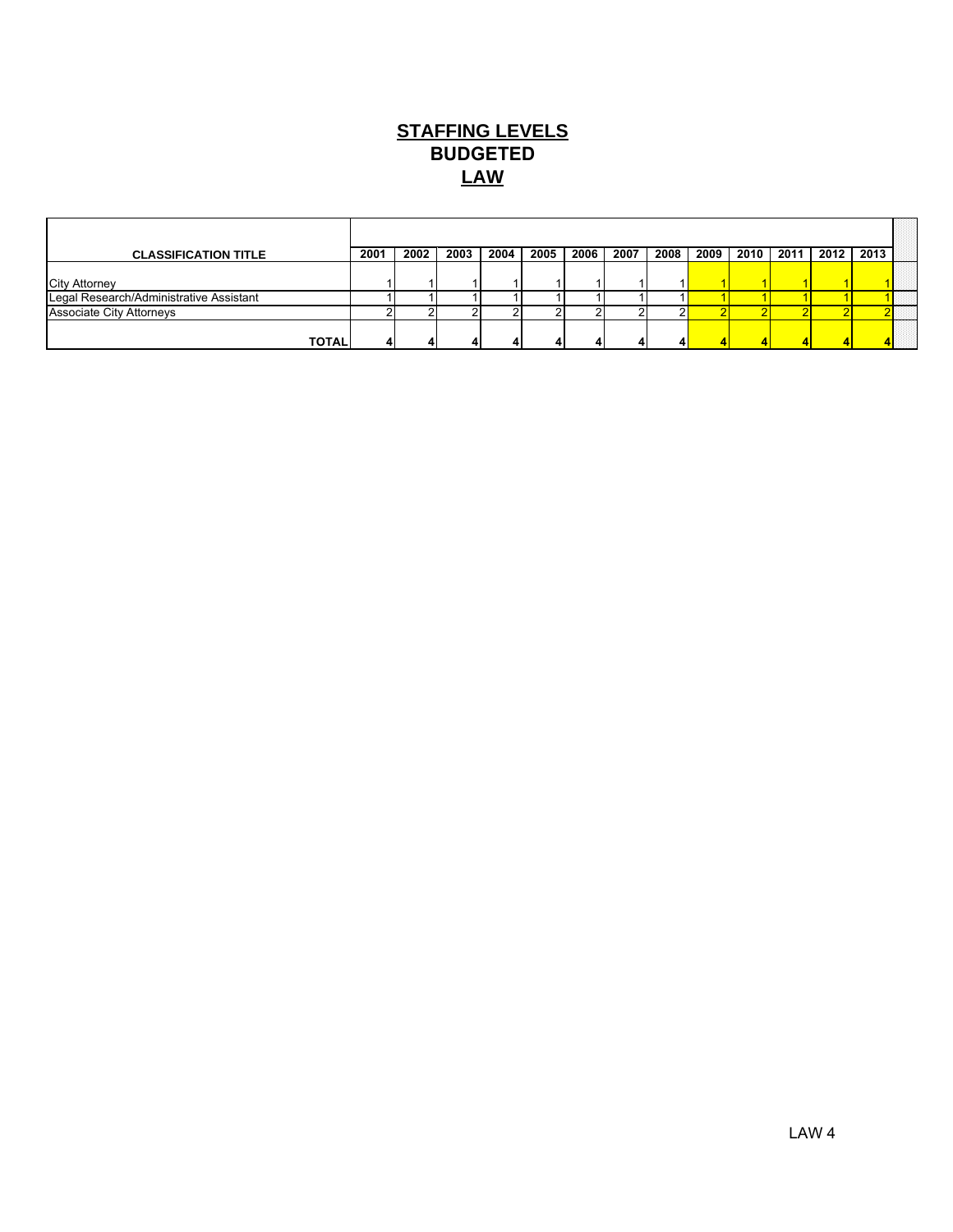# STAFFING LEVELS
## BUDGETED
## LAW

| CLASSIFICATION TITLE | 2001 | 2002 | 2003 | 2004 | 2005 | 2006 | 2007 | 2008 | 2009 | 2010 | 2011 | 2012 | 2013 |
|---|---|---|---|---|---|---|---|---|---|---|---|---|---|
| City Attorney | 1 | 1 | 1 | 1 | 1 | 1 | 1 | 1 | 1 | 1 | 1 | 1 | 1 |
| Legal Research/Administrative Assistant | 1 | 1 | 1 | 1 | 1 | 1 | 1 | 1 | 1 | 1 | 1 | 1 | 1 |
| Associate City Attorneys | 2 | 2 | 2 | 2 | 2 | 2 | 2 | 2 | 2 | 2 | 2 | 2 | 2 |
| **TOTAL** | **4** | **4** | **4** | **4** | **4** | **4** | **4** | **4** | **4** | **4** | **4** | **4** | **4** |